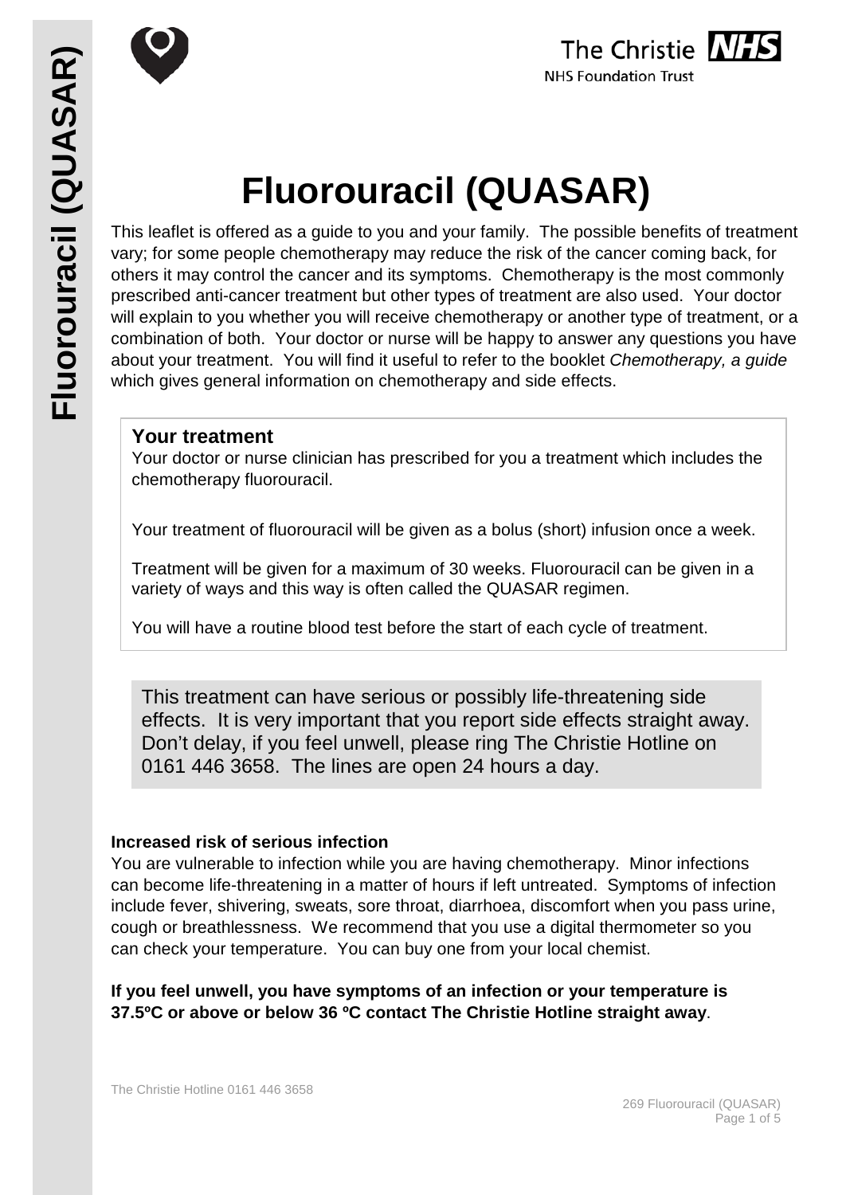# Fluorouracil (QUASAR)

This leaflet is offered as a guide to you and your family. The possible benefits of treatment vary; for some people chemotherapy may reduce the risk of the cancer coming back, for others it may control the cancer and its symptoms. Chemotherapy is the most commonly prescribed anti-cancer treatment but other types of treatment are also used. Your doctor will explain to you whether you will receive chemotherapy or another type of treatment, or a combination of both. Your doctor or nurse will be happy to answer any questions you have about your treatment. You will find it useful to refer to the booklet *Chemotherapy, a guide* which gives general information on chemotherapy and side effects.

## Your treatment

Your doctor or nurse clinician has prescribed for you a treatment which includes the chemotherapy fluorouracil.

Your treatment of fluorouracil will be given as a bolus (short) infusion once a week.

Treatment will be given for a maximum of 30 weeks. Fluorouracil can be given in a variety of ways and this way is often called the QUASAR regimen.

You will have a routine blood test before the start of each cycle of treatment.

This treatment can have serious or possibly life-threatening side effects. It is very important that you report side effects straight away. Don't delay, if you feel unwell, please ring The Christie Hotline on 0161 446 3658. The lines are open 24 hours a day.

**Increased risk of serious infection**

You are vulnerable to infection while you are having chemotherapy. Minor infections can become life-threatening in a matter of hours if left untreated. Symptoms of infection include fever, shivering, sweats, sore throat, diarrhoea, discomfort when you pass urine, cough or breathlessness. We recommend that you use a digital thermometer so you can check your temperature. You can buy one from your local chemist.

**If you feel unwell, you have symptoms of an infection or your temperature is 37.5ºC or above or below 36 ºC contact The Christie Hotline straight away**.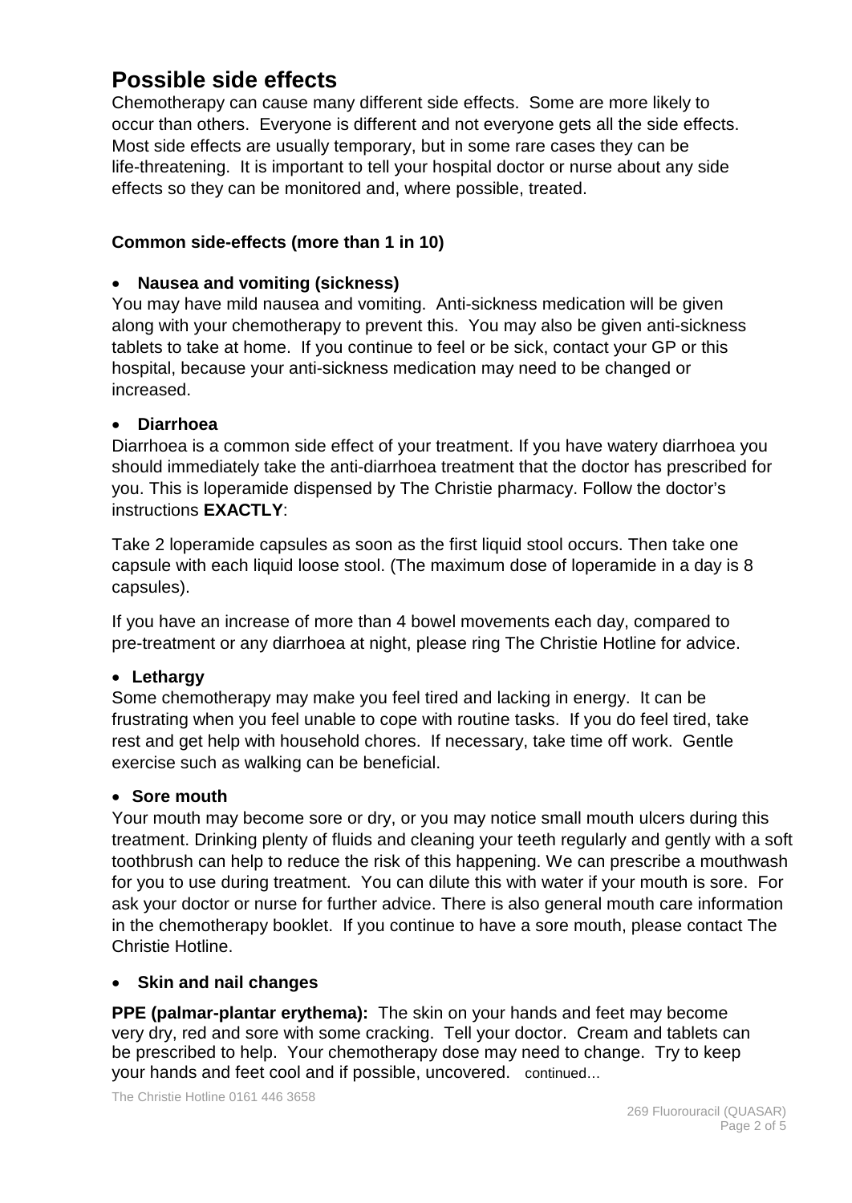# Possible side effects

Chemotherapy can cause many different side effects. Some are more likely to occur than others. Everyone is different and not everyone gets all the side effects. Most side effects are usually temporary, but in some rare cases they can be life-threatening. It is important to tell your hospital doctor or nurse about any side effects so they can be monitored and, where possible, treated.

### Common side-effects (more than 1 in 10)

- **Nausea and vomiting (sickness)**

You may have mild nausea and vomiting. Anti-sickness medication will be given along with your chemotherapy to prevent this. You may also be given anti-sickness tablets to take at home. If you continue to feel or be sick, contact your GP or this hospital, because your anti-sickness medication may need to be changed or increased.

- **Diarrhoea**

Diarrhoea is a common side effect of your treatment. If you have watery diarrhoea you should immediately take the anti-diarrhoea treatment that the doctor has prescribed for you. This is loperamide dispensed by The Christie pharmacy. Follow the doctor's instructions **EXACTLY**:

Take 2 loperamide capsules as soon as the first liquid stool occurs. Then take one capsule with each liquid loose stool. (The maximum dose of loperamide in a day is 8 capsules).

If you have an increase of more than 4 bowel movements each day, compared to pre-treatment or any diarrhoea at night, please ring The Christie Hotline for advice.

- **Lethargy**

Some chemotherapy may make you feel tired and lacking in energy. It can be frustrating when you feel unable to cope with routine tasks. If you do feel tired, take rest and get help with household chores. If necessary, take time off work. Gentle exercise such as walking can be beneficial.

- **Sore mouth**

Your mouth may become sore or dry, or you may notice small mouth ulcers during this treatment. Drinking plenty of fluids and cleaning your teeth regularly and gently with a soft toothbrush can help to reduce the risk of this happening. We can prescribe a mouthwash for you to use during treatment. You can dilute this with water if your mouth is sore. For ask your doctor or nurse for further advice. There is also general mouth care information in the chemotherapy booklet. If you continue to have a sore mouth, please contact The Christie Hotline.

- **Skin and nail changes**

**PPE (palmar-plantar erythema):** The skin on your hands and feet may become very dry, red and sore with some cracking. Tell your doctor. Cream and tablets can be prescribed to help. Your chemotherapy dose may need to change. Try to keep your hands and feet cool and if possible, uncovered. continued...

The Christie Hotline 0161 446 3658

269 Fluorouracil (QUASAR)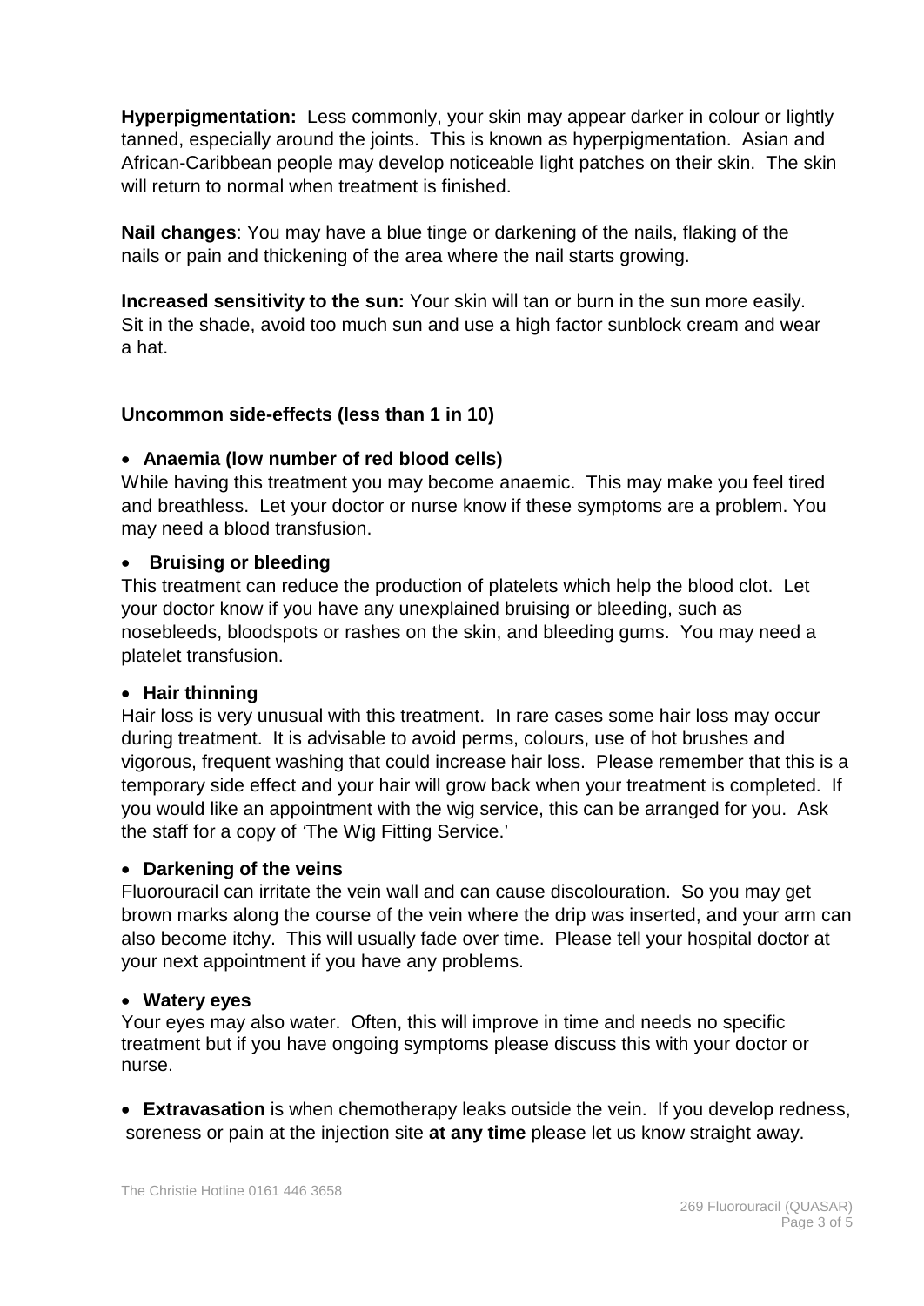**Hyperpigmentation:** Less commonly, your skin may appear darker in colour or lightly tanned, especially around the joints. This is known as hyperpigmentation. Asian and African-Caribbean people may develop noticeable light patches on their skin. The skin will return to normal when treatment is finished.

**Nail changes**: You may have a blue tinge or darkening of the nails, flaking of the nails or pain and thickening of the area where the nail starts growing.

**Increased sensitivity to the sun:** Your skin will tan or burn in the sun more easily. Sit in the shade, avoid too much sun and use a high factor sunblock cream and wear a hat.

### Uncommon side-effects (less than 1 in 10)

- **Anaemia (low number of red blood cells)**

While having this treatment you may become anaemic. This may make you feel tired and breathless. Let your doctor or nurse know if these symptoms are a problem. You may need a blood transfusion.

- **Bruising or bleeding**

This treatment can reduce the production of platelets which help the blood clot. Let your doctor know if you have any unexplained bruising or bleeding, such as nosebleeds, bloodspots or rashes on the skin, and bleeding gums. You may need a platelet transfusion.

- **Hair thinning**

Hair loss is very unusual with this treatment. In rare cases some hair loss may occur during treatment. It is advisable to avoid perms, colours, use of hot brushes and vigorous, frequent washing that could increase hair loss. Please remember that this is a temporary side effect and your hair will grow back when your treatment is completed. If you would like an appointment with the wig service, this can be arranged for you. Ask the staff for a copy of 'The Wig Fitting Service.'

- **Darkening of the veins**

Fluorouracil can irritate the vein wall and can cause discolouration. So you may get brown marks along the course of the vein where the drip was inserted, and your arm can also become itchy. This will usually fade over time. Please tell your hospital doctor at your next appointment if you have any problems.

- **Watery eyes**

Your eyes may also water. Often, this will improve in time and needs no specific treatment but if you have ongoing symptoms please discuss this with your doctor or nurse.

- **Extravasation** is when chemotherapy leaks outside the vein. If you develop redness, soreness or pain at the injection site **at any time** please let us know straight away.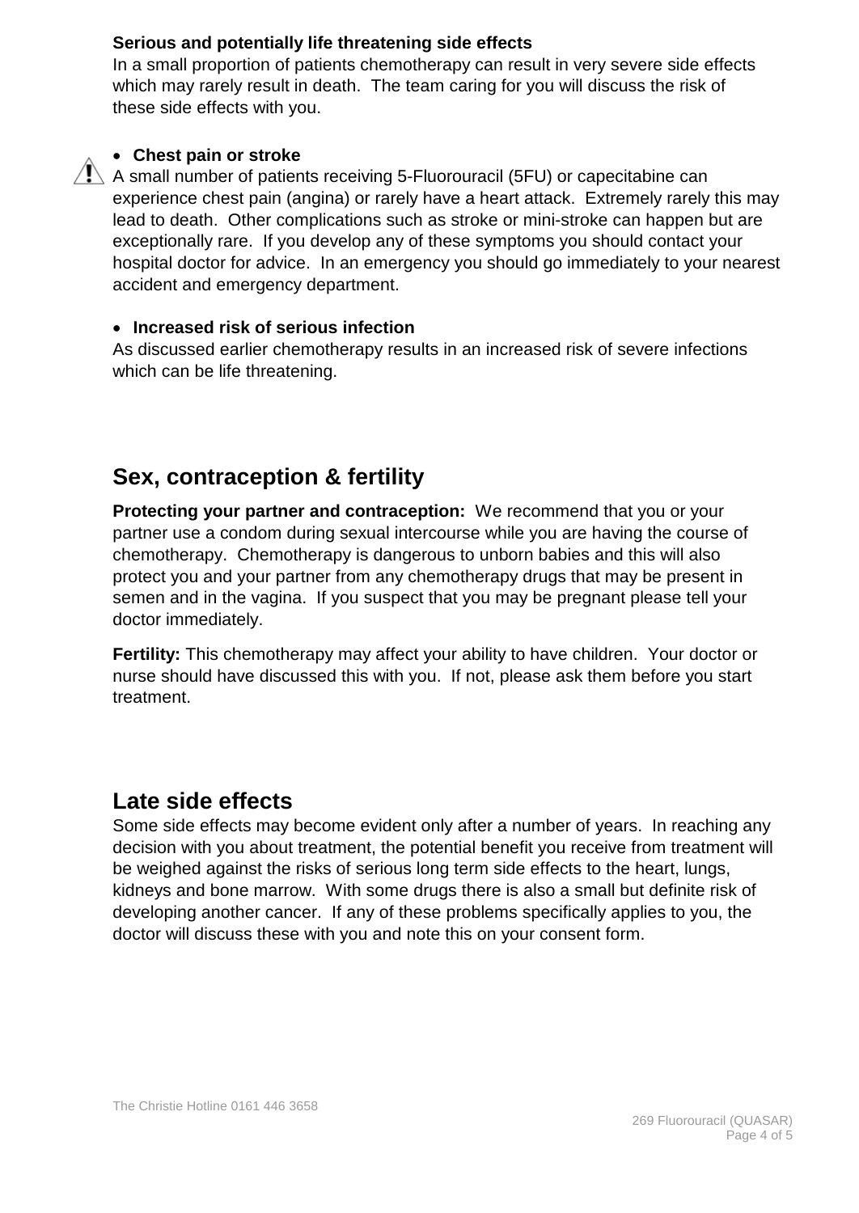**Serious and potentially life threatening side effects**

In a small proportion of patients chemotherapy can result in very severe side effects which may rarely result in death. The team caring for you will discuss the risk of these side effects with you.

- **Chest pain or stroke**

A small number of patients receiving 5-Fluorouracil (5FU) or capecitabine can experience chest pain (angina) or rarely have a heart attack. Extremely rarely this may lead to death. Other complications such as stroke or mini-stroke can happen but are exceptionally rare. If you develop any of these symptoms you should contact your hospital doctor for advice. In an emergency you should go immediately to your nearest accident and emergency department.

- **Increased risk of serious infection**

As discussed earlier chemotherapy results in an increased risk of severe infections which can be life threatening.

## Sex, contraception & fertility

**Protecting your partner and contraception:** We recommend that you or your partner use a condom during sexual intercourse while you are having the course of chemotherapy. Chemotherapy is dangerous to unborn babies and this will also protect you and your partner from any chemotherapy drugs that may be present in semen and in the vagina. If you suspect that you may be pregnant please tell your doctor immediately.

**Fertility:** This chemotherapy may affect your ability to have children. Your doctor or nurse should have discussed this with you. If not, please ask them before you start treatment.

## Late side effects

Some side effects may become evident only after a number of years. In reaching any decision with you about treatment, the potential benefit you receive from treatment will be weighed against the risks of serious long term side effects to the heart, lungs, kidneys and bone marrow. With some drugs there is also a small but definite risk of developing another cancer. If any of these problems specifically applies to you, the doctor will discuss these with you and note this on your consent form.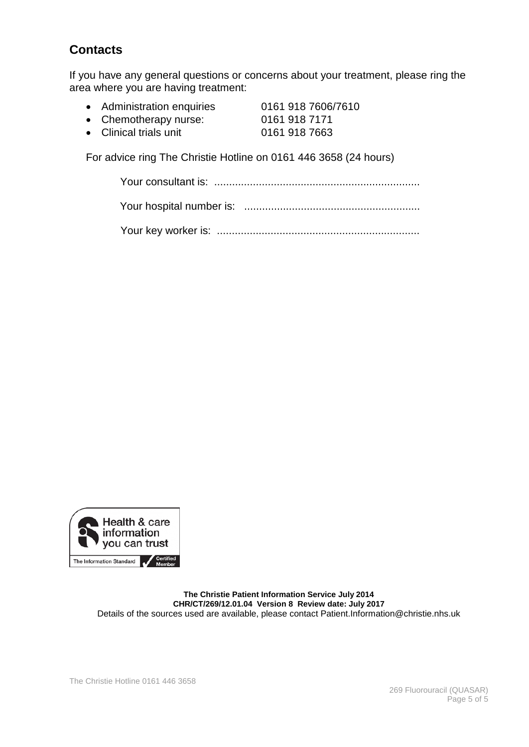## Contacts

If you have any general questions or concerns about your treatment, please ring the area where you are having treatment:

- Administration enquiries 0161 918 7606/7610
- Chemotherapy nurse: 0161 918 7171
- Clinical trials unit 0161 918 7663

For advice ring The Christie Hotline on 0161 446 3658 (24 hours)

Your consultant is: ....................................................................

Your hospital number is: ..........................................................

Your key worker is: ...................................................................

Health & care information you can trust

The Information Standard Certified Member

**The Christie Patient Information Service July 2014**
**CHR/CT/269/12.01.04 Version 8 Review date: July 2017**
Details of the sources used are available, please contact Patient.Information@christie.nhs.uk